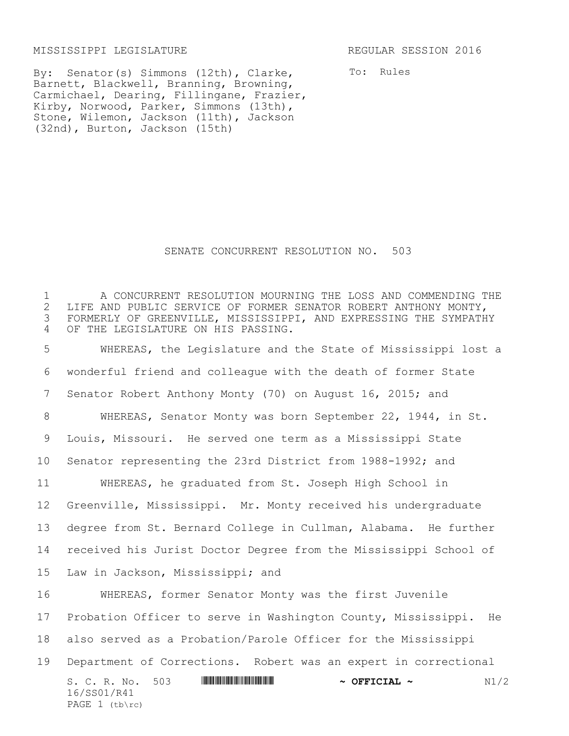MISSISSIPPI LEGISLATURE REGULAR SESSION 2016

By: Senator(s) Simmons (12th), Clarke, Barnett, Blackwell, Branning, Browning, Carmichael, Dearing, Fillingane, Frazier, Kirby, Norwood, Parker, Simmons (13th), Stone, Wilemon, Jackson (11th), Jackson (32nd), Burton, Jackson (15th)

To: Rules

# SENATE CONCURRENT RESOLUTION NO. 503

A CONCURRENT RESOLUTION MOURNING THE LOSS AND COMMENDING THE LIFE AND PUBLIC SERVICE OF FORMER SENATOR ROBERT ANTHONY MONTY, FORMERLY OF GREENVILLE, MISSISSIPPI, AND EXPRESSING THE SYMPATHY OF THE LEGISLATURE ON HIS PASSING.

WHEREAS, the Legislature and the State of Mississippi lost a wonderful friend and colleague with the death of former State Senator Robert Anthony Monty (70) on August 16, 2015; and

WHEREAS, Senator Monty was born September 22, 1944, in St. Louis, Missouri. He served one term as a Mississippi State Senator representing the 23rd District from 1988-1992; and

WHEREAS, he graduated from St. Joseph High School in Greenville, Mississippi. Mr. Monty received his undergraduate degree from St. Bernard College in Cullman, Alabama. He further received his Jurist Doctor Degree from the Mississippi School of Law in Jackson, Mississippi; and

WHEREAS, former Senator Monty was the first Juvenile Probation Officer to serve in Washington County, Mississippi. He also served as a Probation/Parole Officer for the Mississippi Department of Corrections. Robert was an expert in correctional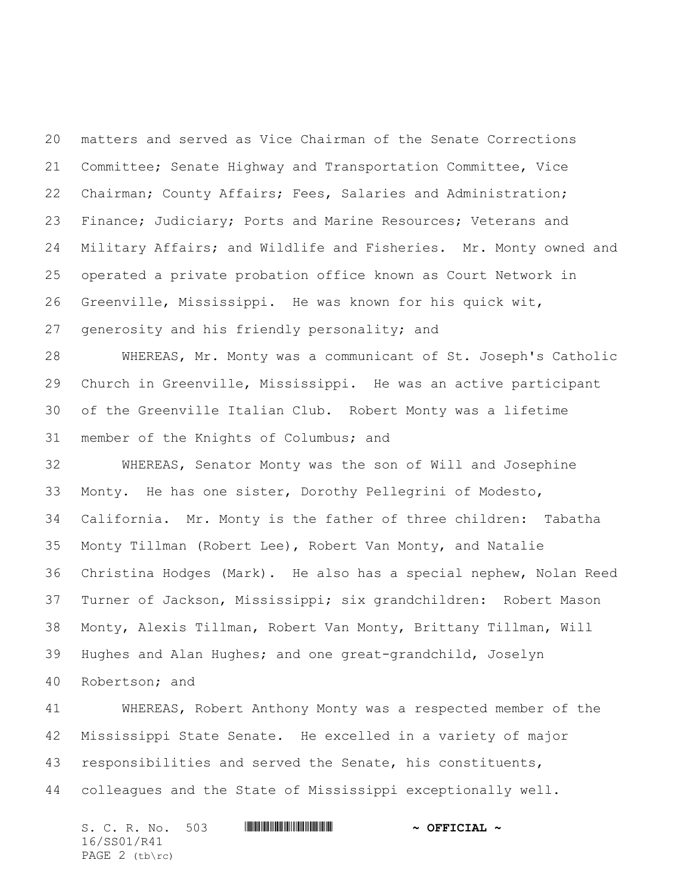matters and served as Vice Chairman of the Senate Corrections Committee; Senate Highway and Transportation Committee, Vice Chairman; County Affairs; Fees, Salaries and Administration; Finance; Judiciary; Ports and Marine Resources; Veterans and Military Affairs; and Wildlife and Fisheries. Mr. Monty owned and operated a private probation office known as Court Network in Greenville, Mississippi. He was known for his quick wit, generosity and his friendly personality; and

WHEREAS, Mr. Monty was a communicant of St. Joseph's Catholic Church in Greenville, Mississippi. He was an active participant of the Greenville Italian Club. Robert Monty was a lifetime member of the Knights of Columbus; and

WHEREAS, Senator Monty was the son of Will and Josephine Monty. He has one sister, Dorothy Pellegrini of Modesto, California. Mr. Monty is the father of three children: Tabatha Monty Tillman (Robert Lee), Robert Van Monty, and Natalie Christina Hodges (Mark). He also has a special nephew, Nolan Reed Turner of Jackson, Mississippi; six grandchildren: Robert Mason Monty, Alexis Tillman, Robert Van Monty, Brittany Tillman, Will Hughes and Alan Hughes; and one great-grandchild, Joselyn Robertson; and

WHEREAS, Robert Anthony Monty was a respected member of the Mississippi State Senate. He excelled in a variety of major responsibilities and served the Senate, his constituents, colleagues and the State of Mississippi exceptionally well.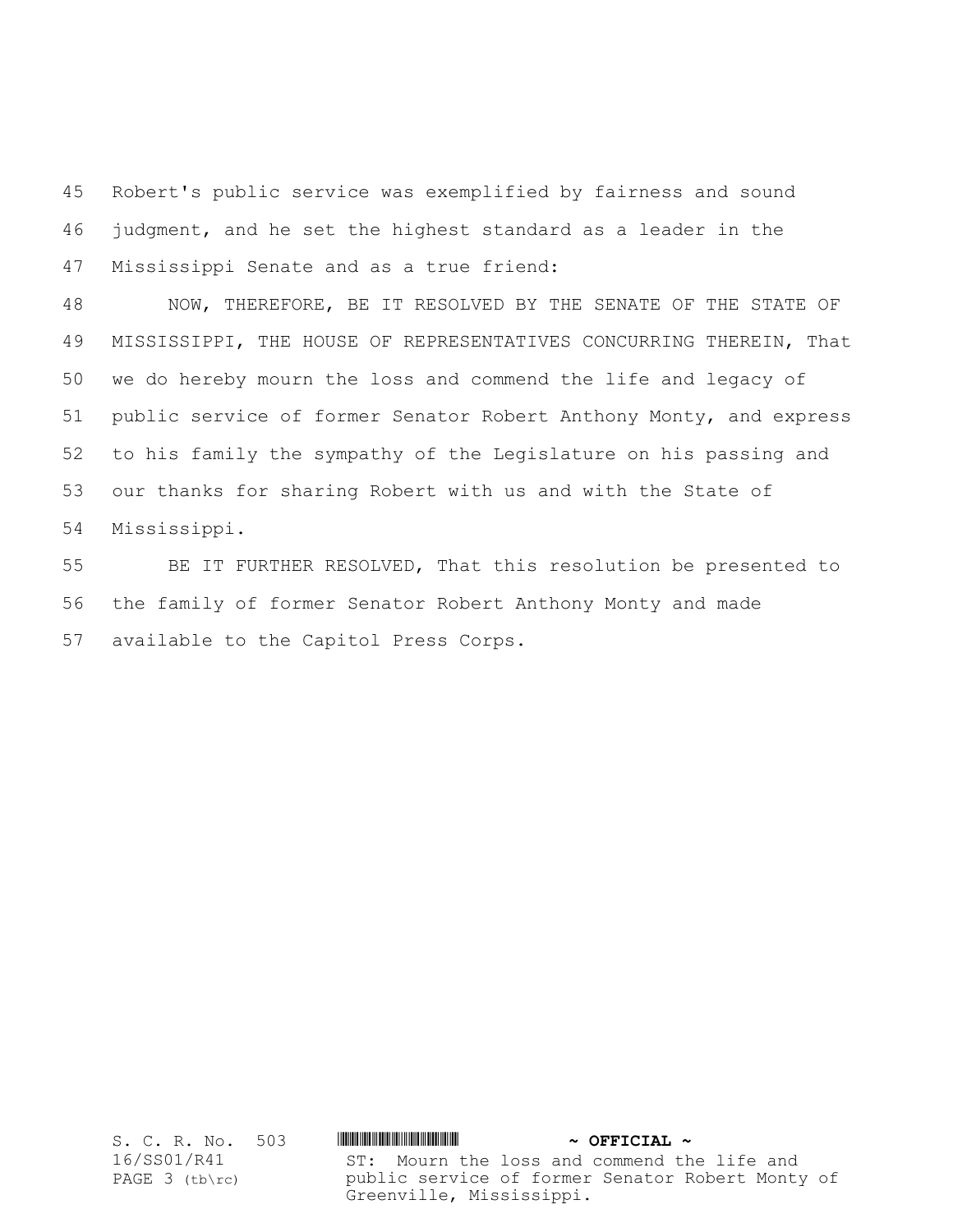Robert's public service was exemplified by fairness and sound judgment, and he set the highest standard as a leader in the Mississippi Senate and as a true friend:

NOW, THEREFORE, BE IT RESOLVED BY THE SENATE OF THE STATE OF MISSISSIPPI, THE HOUSE OF REPRESENTATIVES CONCURRING THEREIN, That we do hereby mourn the loss and commend the life and legacy of public service of former Senator Robert Anthony Monty, and express to his family the sympathy of the Legislature on his passing and our thanks for sharing Robert with us and with the State of Mississippi.

BE IT FURTHER RESOLVED, That this resolution be presented to the family of former Senator Robert Anthony Monty and made available to the Capitol Press Corps.

S. C. R. No. 503
16/SS01/R41

~ OFFICIAL ~

ST: Mourn the loss and commend the life and public service of former Senator Robert Monty of Greenville, Mississippi.